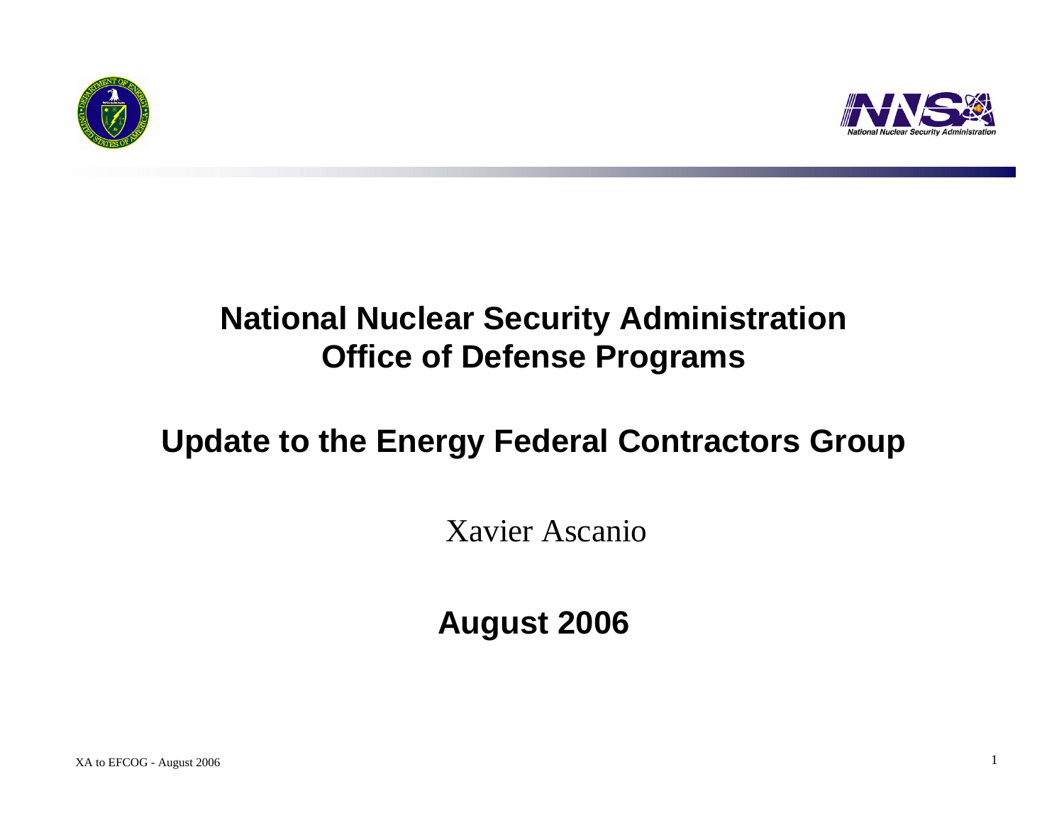# National Nuclear Security Administration
# Office of Defense Programs

## Update to the Energy Federal Contractors Group

Xavier Ascanio

**August 2006**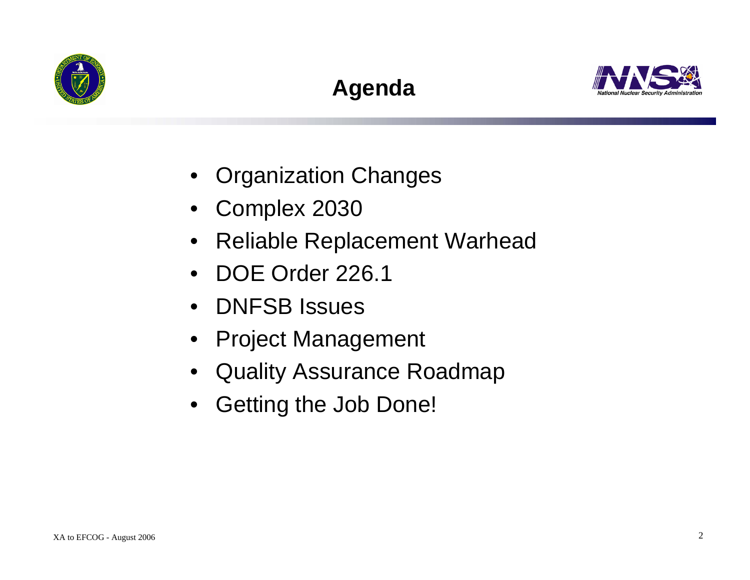# Agenda

- Organization Changes
- Complex 2030
- Reliable Replacement Warhead
- DOE Order 226.1
- DNFSB Issues
- Project Management
- Quality Assurance Roadmap
- Getting the Job Done!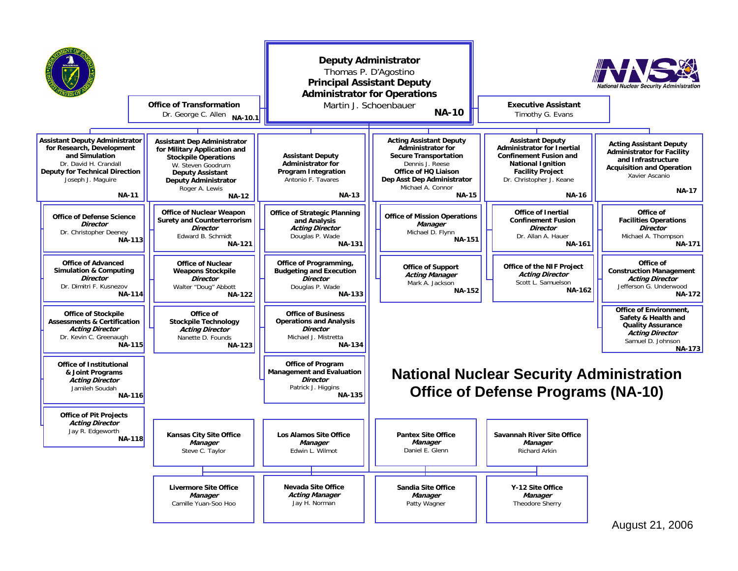# National Nuclear Security Administration Office of Defense Programs (NA-10)

**Deputy Administrator**
Thomas P. D'Agostino
**Principal Assistant Deputy Administrator for Operations**
Martin J. Schoenbauer
**NA-10**

**Office of Transformation**
Dr. George C. Allen
**NA-10.1**

**Executive Assistant**
Timothy G. Evans

## NA-11

**Assistant Deputy Administrator for Research, Development and Simulation**
Dr. David H. Crandall
**Deputy for Technical Direction**
Joseph J. Maguire
**NA-11**

- **Office of Defense Science** — *Director* — Dr. Christopher Deeney — **NA-113**
- **Office of Advanced Simulation & Computing** — *Director* — Dr. Dimitri F. Kusnezov — **NA-114**
- **Office of Stockpile Assessments & Certification** — *Acting Director* — Dr. Kevin C. Greenaugh — **NA-115**
- **Office of Institutional & Joint Programs** — *Acting Director* — Jamileh Soudah — **NA-116**
- **Office of Pit Projects** — *Acting Director* — Jay R. Edgeworth — **NA-118**

## NA-12

**Assistant Dep Administrator for Military Application and Stockpile Operations**
W. Steven Goodrum
**Deputy Assistant Deputy Administrator**
Roger A. Lewis
**NA-12**

- **Office of Nuclear Weapon Surety and Counterterrorism** — *Director* — Edward B. Schmidt — **NA-121**
- **Office of Nuclear Weapons Stockpile** — *Director* — Walter "Doug" Abbott — **NA-122**
- **Office of Stockpile Technology** — *Acting Director* — Nanette D. Founds — **NA-123**

## NA-13

**Assistant Deputy Administrator for Program Integration**
Antonio F. Tavares
**NA-13**

- **Office of Strategic Planning and Analysis** — *Acting Director* — Douglas P. Wade — **NA-131**
- **Office of Programming, Budgeting and Execution** — *Director* — Douglas P. Wade — **NA-133**
- **Office of Business Operations and Analysis** — *Director* — Michael J. Mistretta — **NA-134**
- **Office of Program Management and Evaluation** — *Director* — Patrick J. Higgins — **NA-135**

## NA-15

**Acting Assistant Deputy Administrator for Secure Transportation**
Dennis J. Reese
**Office of HQ Liaison Dep Asst Dep Administrator**
Michael A. Connor
**NA-15**

- **Office of Mission Operations** — *Manager* — Michael D. Flynn — **NA-151**
- **Office of Support** — *Acting Manager* — Mark A. Jackson — **NA-152**

## NA-16

**Assistant Deputy Administrator for Inertial Confinement Fusion and National Ignition Facility Project**
Dr. Christopher J. Keane
**NA-16**

- **Office of Inertial Confinement Fusion** — *Director* — Dr. Allan A. Hauer — **NA-161**
- **Office of the NIF Project** — *Acting Director* — Scott L. Samuelson — **NA-162**

## NA-17

**Acting Assistant Deputy Administrator for Facility and Infrastructure Acquisition and Operation**
Xavier Ascanio
**NA-17**

- **Office of Facilities Operations** — *Director* — Michael A. Thompson — **NA-171**
- **Office of Construction Management** — *Acting Director* — Jefferson G. Underwood — **NA-172**
- **Office of Environment, Safety & Health and Quality Assurance** — *Acting Director* — Samuel D. Johnson — **NA-173**

## Site Offices

- **Kansas City Site Office** — *Manager* — Steve C. Taylor
- **Los Alamos Site Office** — *Manager* — Edwin L. Wilmot
- **Pantex Site Office** — *Manager* — Daniel E. Glenn
- **Savannah River Site Office** — *Manager* — Richard Arkin
- **Livermore Site Office** — *Manager* — Camille Yuan-Soo Hoo
- **Nevada Site Office** — *Acting Manager* — Jay H. Norman
- **Sandia Site Office** — *Manager* — Patty Wagner
- **Y-12 Site Office** — *Manager* — Theodore Sherry

August 21, 2006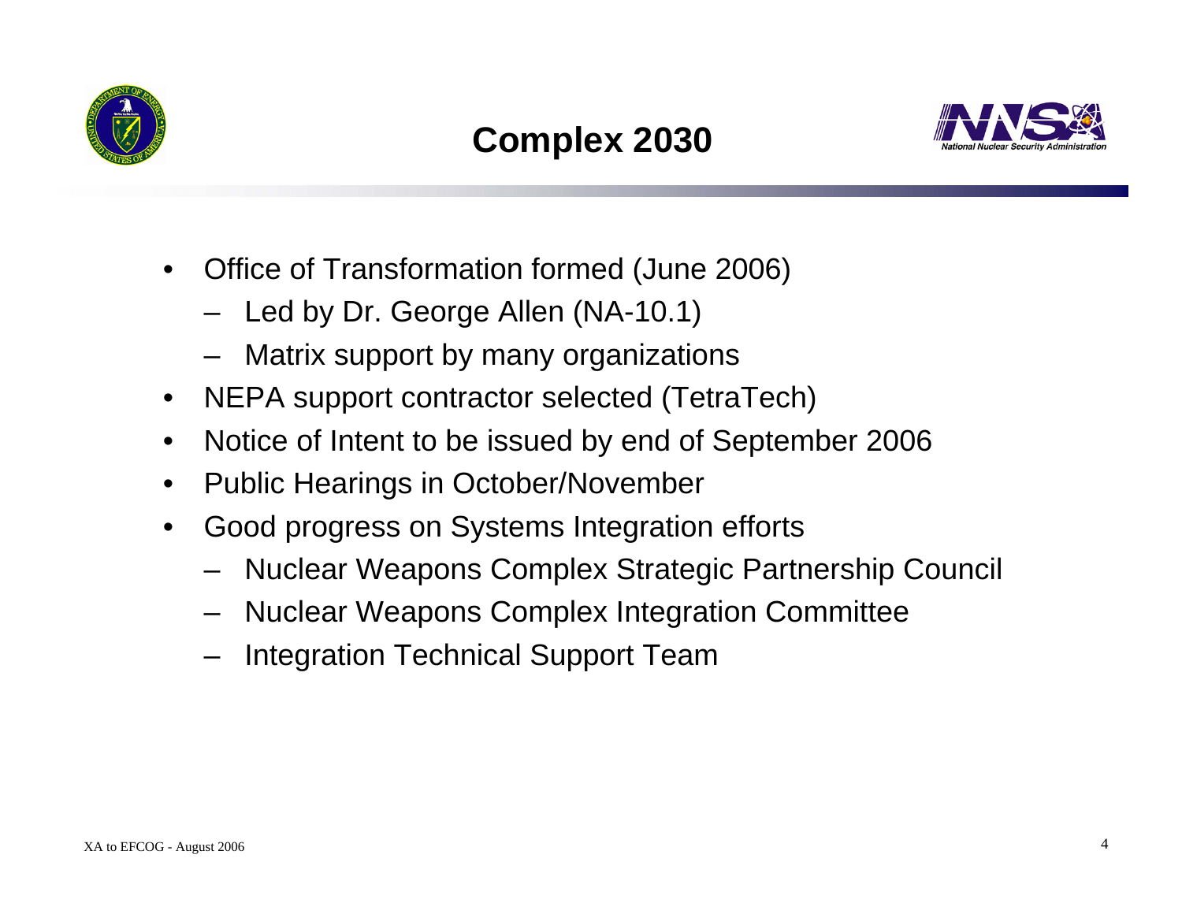# Complex 2030

- Office of Transformation formed (June 2006)
  - Led by Dr. George Allen (NA-10.1)
  - Matrix support by many organizations
- NEPA support contractor selected (TetraTech)
- Notice of Intent to be issued by end of September 2006
- Public Hearings in October/November
- Good progress on Systems Integration efforts
  - Nuclear Weapons Complex Strategic Partnership Council
  - Nuclear Weapons Complex Integration Committee
  - Integration Technical Support Team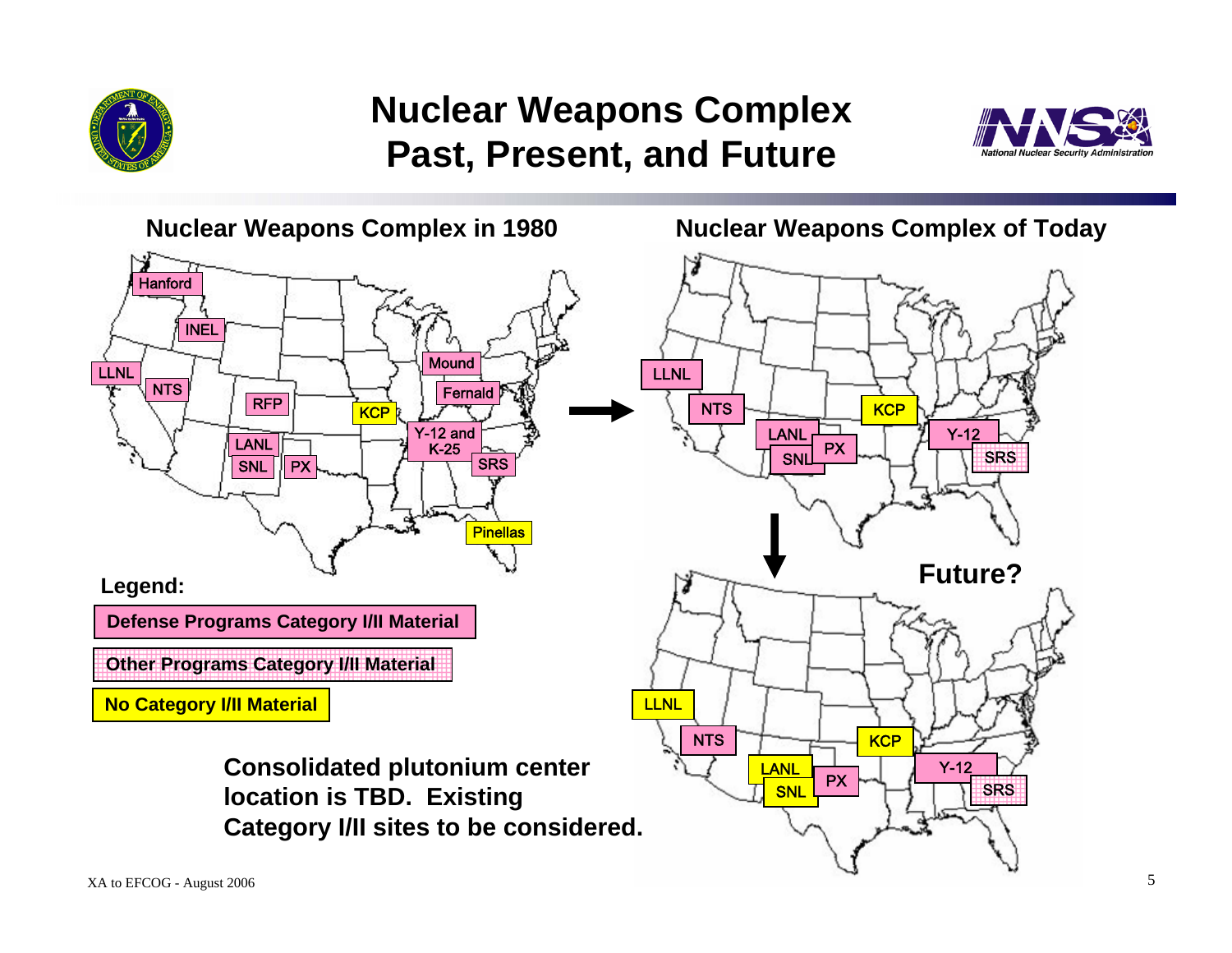# Nuclear Weapons Complex Past, Present, and Future

## Nuclear Weapons Complex in 1980

Hanford, INEL, LLNL, NTS, RFP, KCP, Mound, Fernald, Y-12 and K-25, LANL, SNL, PX, SRS, Pinellas

## Nuclear Weapons Complex of Today

LLNL, NTS, KCP, LANL, SNL, PX, Y-12, SRS

## Future?

LLNL, NTS, KCP, LANL, SNL, PX, Y-12, SRS

**Legend:**

- **Defense Programs Category I/II Material**
- **Other Programs Category I/II Material**
- **No Category I/II Material**

**Consolidated plutonium center location is TBD. Existing Category I/II sites to be considered.**

XA to EFCOG - August 2006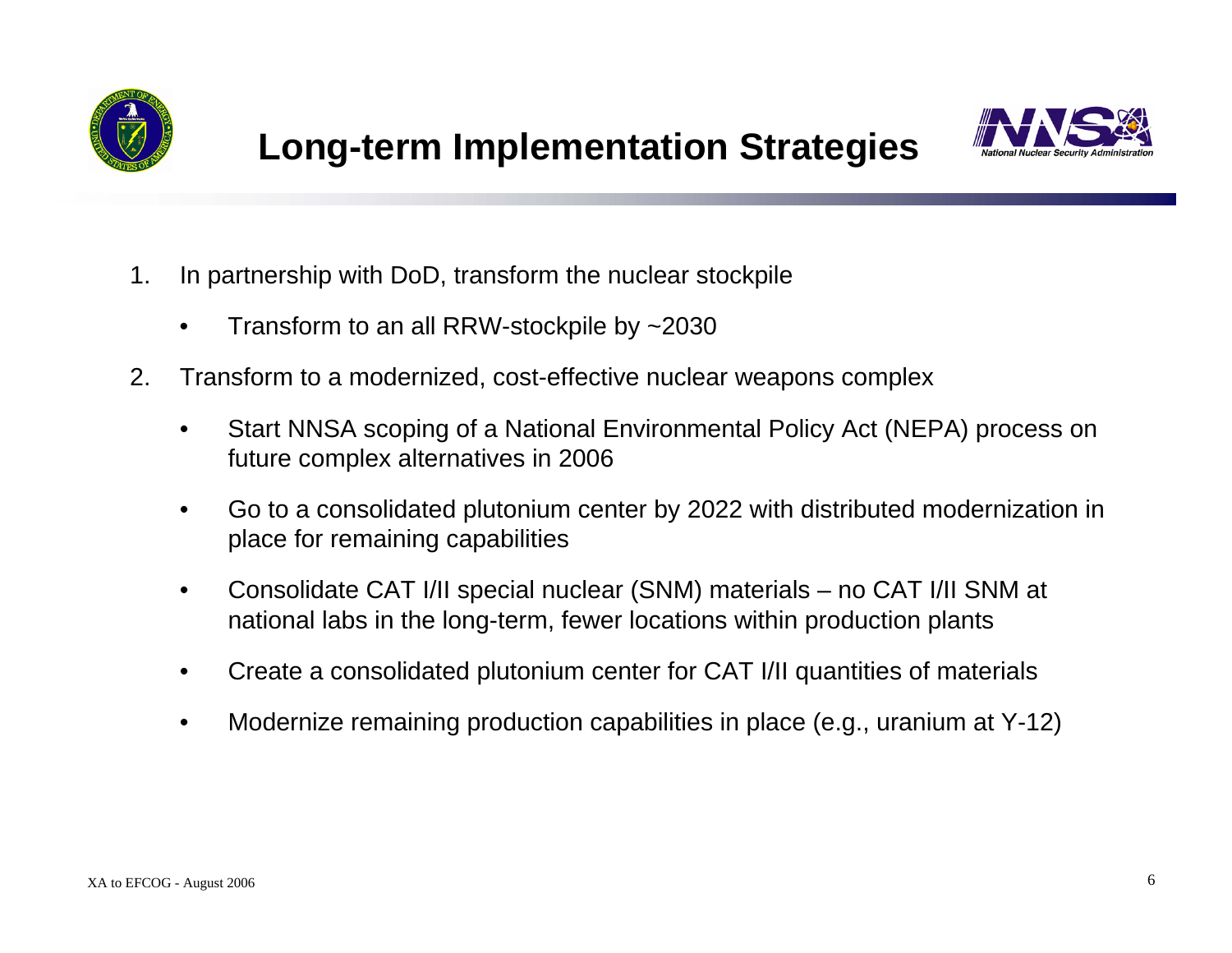# Long-term Implementation Strategies

1. In partnership with DoD, transform the nuclear stockpile
   - Transform to an all RRW-stockpile by ~2030
2. Transform to a modernized, cost-effective nuclear weapons complex
   - Start NNSA scoping of a National Environmental Policy Act (NEPA) process on future complex alternatives in 2006
   - Go to a consolidated plutonium center by 2022 with distributed modernization in place for remaining capabilities
   - Consolidate CAT I/II special nuclear (SNM) materials – no CAT I/II SNM at national labs in the long-term, fewer locations within production plants
   - Create a consolidated plutonium center for CAT I/II quantities of materials
   - Modernize remaining production capabilities in place (e.g., uranium at Y-12)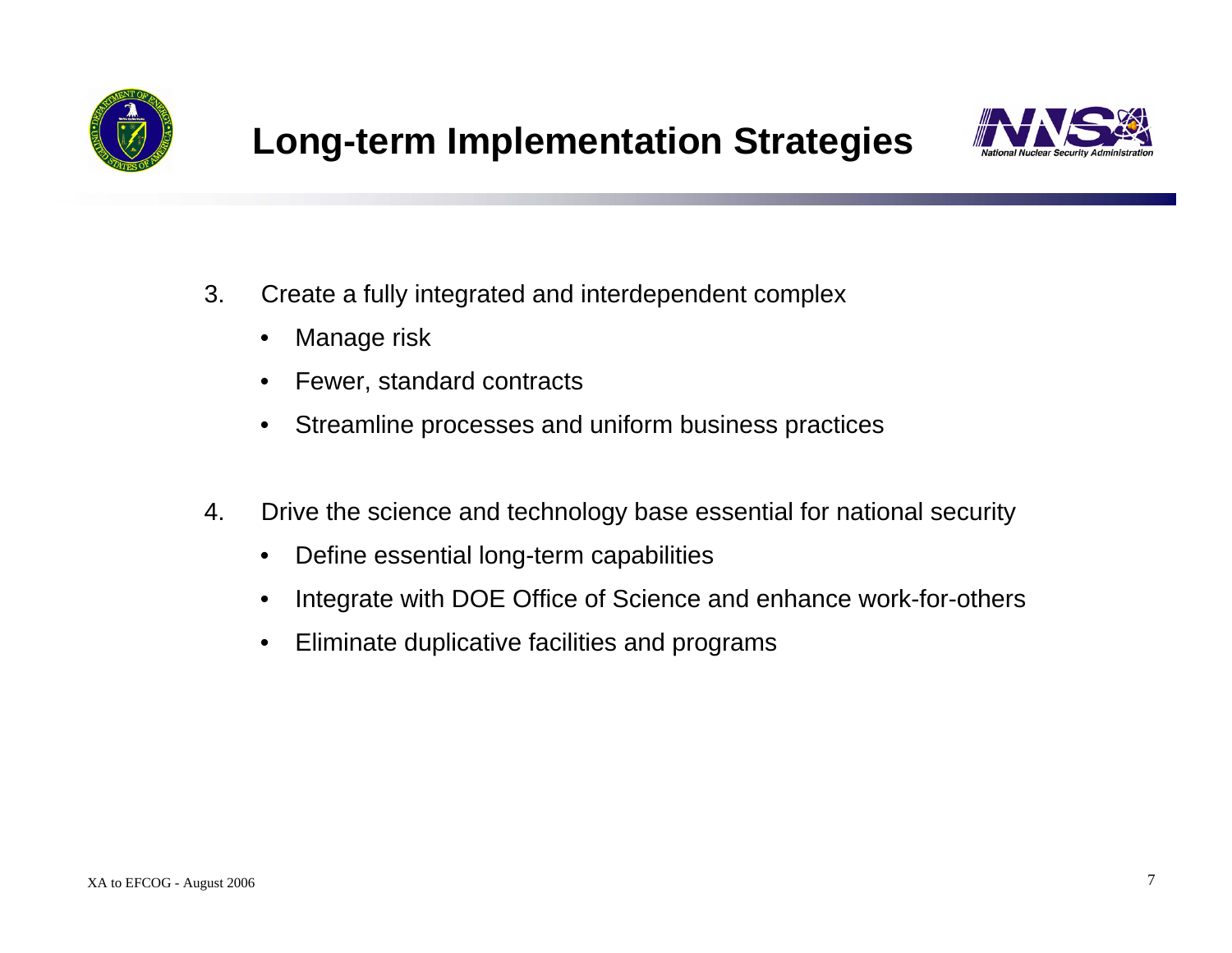# Long-term Implementation Strategies

3. Create a fully integrated and interdependent complex
   - Manage risk
   - Fewer, standard contracts
   - Streamline processes and uniform business practices

4. Drive the science and technology base essential for national security
   - Define essential long-term capabilities
   - Integrate with DOE Office of Science and enhance work-for-others
   - Eliminate duplicative facilities and programs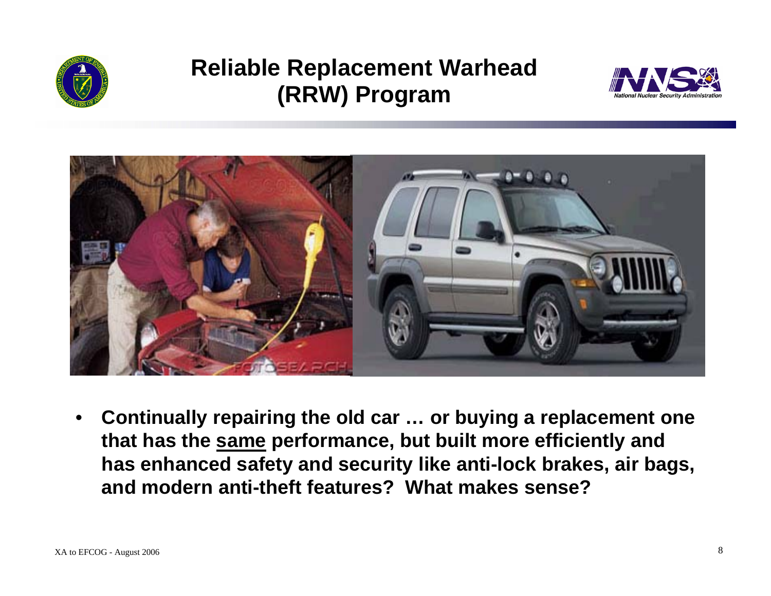# Reliable Replacement Warhead (RRW) Program

- **Continually repairing the old car … or buying a replacement one that has the <u>same</u> performance, but built more efficiently and has enhanced safety and security like anti-lock brakes, air bags, and modern anti-theft features? What makes sense?**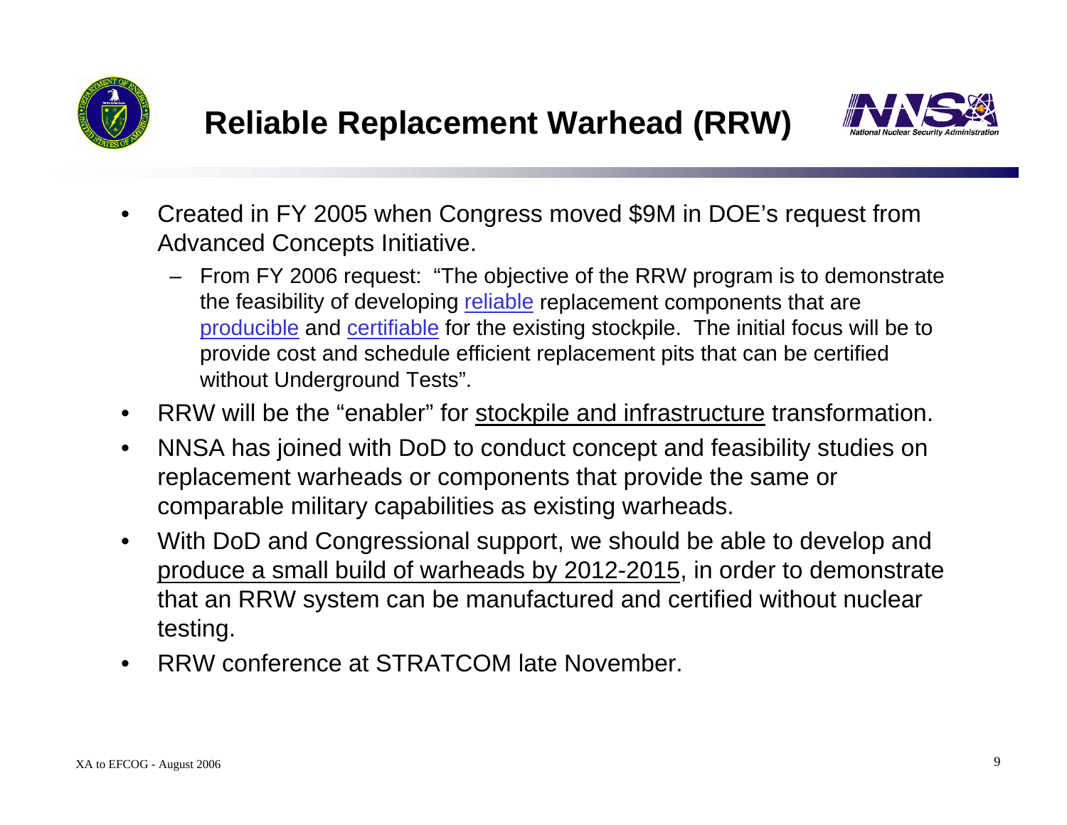# Reliable Replacement Warhead (RRW)

- Created in FY 2005 when Congress moved $9M in DOE's request from Advanced Concepts Initiative.
  - From FY 2006 request: "The objective of the RRW program is to demonstrate the feasibility of developing <u>reliable</u> replacement components that are <u>producible</u> and <u>certifiable</u> for the existing stockpile. The initial focus will be to provide cost and schedule efficient replacement pits that can be certified without Underground Tests".
- RRW will be the "enabler" for <u>stockpile and infrastructure</u> transformation.
- NNSA has joined with DoD to conduct concept and feasibility studies on replacement warheads or components that provide the same or comparable military capabilities as existing warheads.
- With DoD and Congressional support, we should be able to develop and <u>produce a small build of warheads by 2012-2015</u>, in order to demonstrate that an RRW system can be manufactured and certified without nuclear testing.
- RRW conference at STRATCOM late November.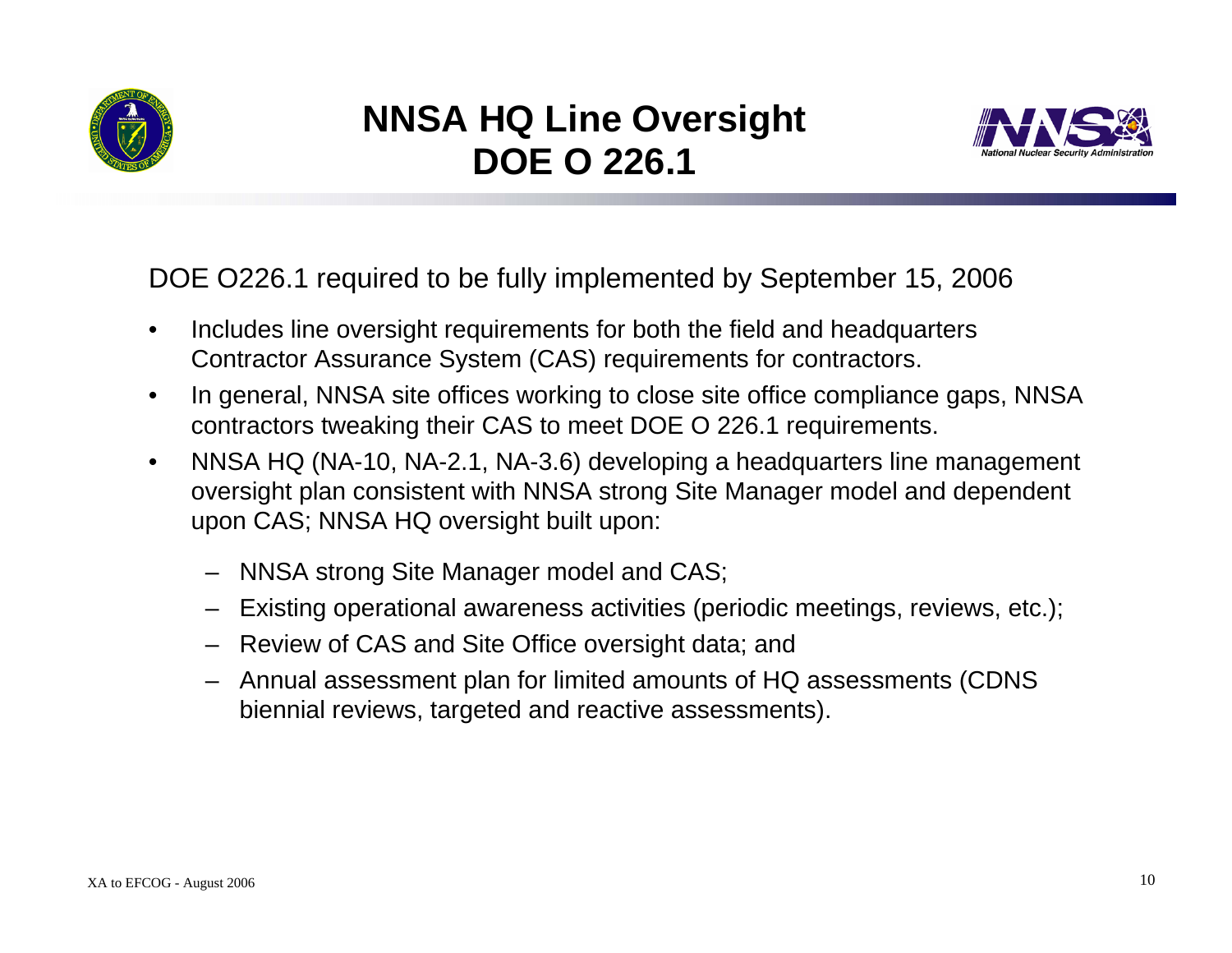# NNSA HQ Line Oversight DOE O 226.1

DOE O226.1 required to be fully implemented by September 15, 2006

- Includes line oversight requirements for both the field and headquarters Contractor Assurance System (CAS) requirements for contractors.
- In general, NNSA site offices working to close site office compliance gaps, NNSA contractors tweaking their CAS to meet DOE O 226.1 requirements.
- NNSA HQ (NA-10, NA-2.1, NA-3.6) developing a headquarters line management oversight plan consistent with NNSA strong Site Manager model and dependent upon CAS; NNSA HQ oversight built upon:
  - NNSA strong Site Manager model and CAS;
  - Existing operational awareness activities (periodic meetings, reviews, etc.);
  - Review of CAS and Site Office oversight data; and
  - Annual assessment plan for limited amounts of HQ assessments (CDNS biennial reviews, targeted and reactive assessments).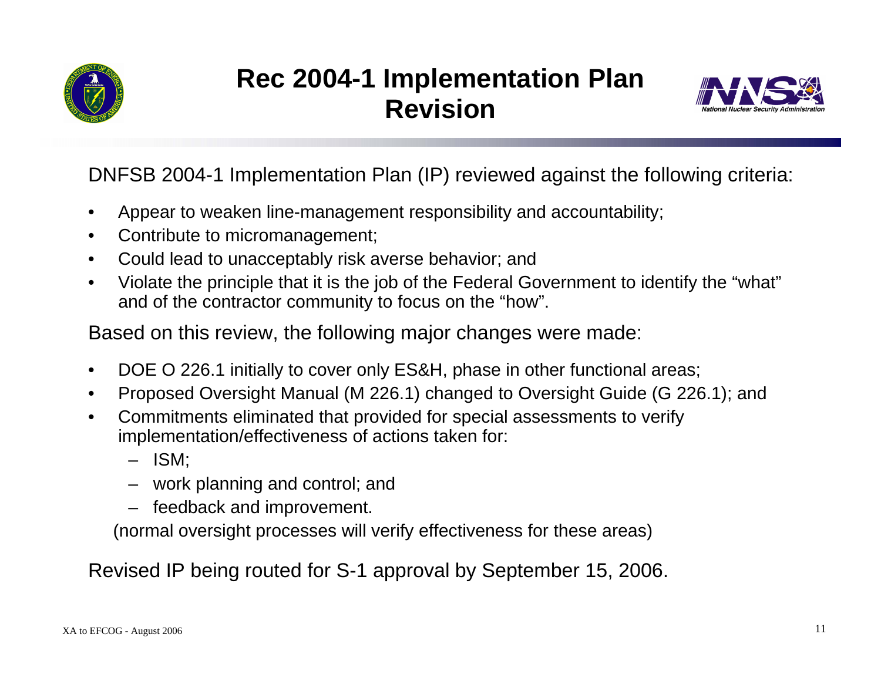# Rec 2004-1 Implementation Plan Revision

DNFSB 2004-1 Implementation Plan (IP) reviewed against the following criteria:

- Appear to weaken line-management responsibility and accountability;
- Contribute to micromanagement;
- Could lead to unacceptably risk averse behavior; and
- Violate the principle that it is the job of the Federal Government to identify the "what" and of the contractor community to focus on the "how".

Based on this review, the following major changes were made:

- DOE O 226.1 initially to cover only ES&H, phase in other functional areas;
- Proposed Oversight Manual (M 226.1) changed to Oversight Guide (G 226.1); and
- Commitments eliminated that provided for special assessments to verify implementation/effectiveness of actions taken for:
  - ISM;
  - work planning and control; and
  - feedback and improvement.

  (normal oversight processes will verify effectiveness for these areas)

Revised IP being routed for S-1 approval by September 15, 2006.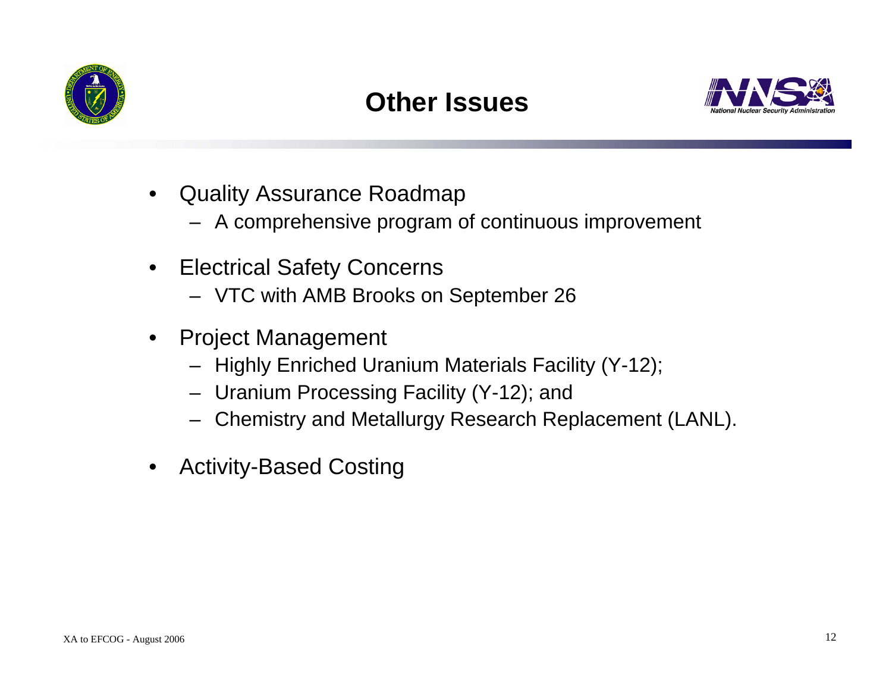# Other Issues

- Quality Assurance Roadmap
  - A comprehensive program of continuous improvement
- Electrical Safety Concerns
  - VTC with AMB Brooks on September 26
- Project Management
  - Highly Enriched Uranium Materials Facility (Y-12);
  - Uranium Processing Facility (Y-12); and
  - Chemistry and Metallurgy Research Replacement (LANL).
- Activity-Based Costing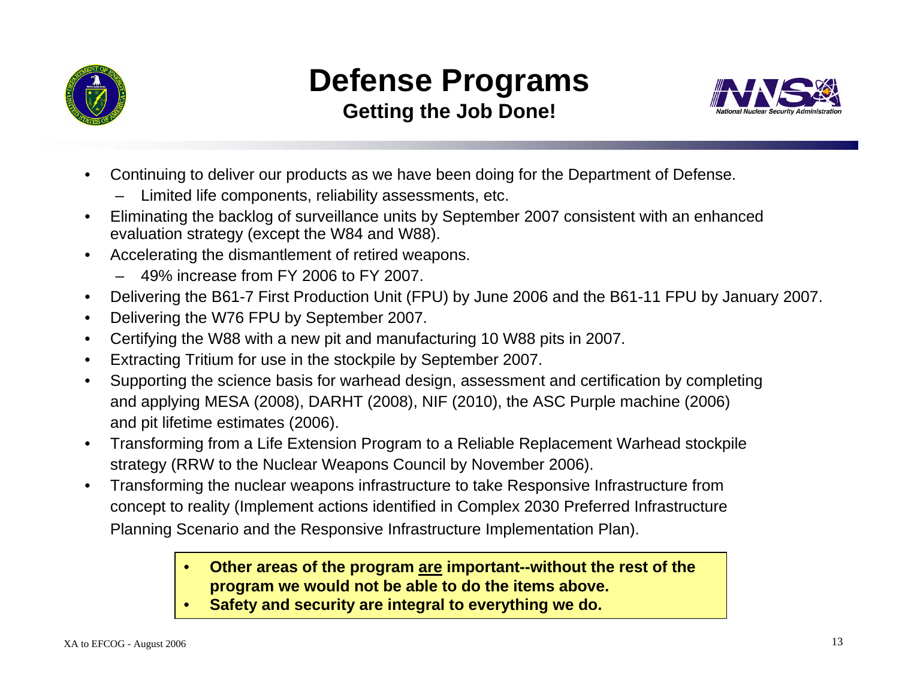# Defense Programs

## Getting the Job Done!

- Continuing to deliver our products as we have been doing for the Department of Defense.
  - Limited life components, reliability assessments, etc.
- Eliminating the backlog of surveillance units by September 2007 consistent with an enhanced evaluation strategy (except the W84 and W88).
- Accelerating the dismantlement of retired weapons.
  - 49% increase from FY 2006 to FY 2007.
- Delivering the B61-7 First Production Unit (FPU) by June 2006 and the B61-11 FPU by January 2007.
- Delivering the W76 FPU by September 2007.
- Certifying the W88 with a new pit and manufacturing 10 W88 pits in 2007.
- Extracting Tritium for use in the stockpile by September 2007.
- Supporting the science basis for warhead design, assessment and certification by completing and applying MESA (2008), DARHT (2008), NIF (2010), the ASC Purple machine (2006) and pit lifetime estimates (2006).
- Transforming from a Life Extension Program to a Reliable Replacement Warhead stockpile strategy (RRW to the Nuclear Weapons Council by November 2006).
- Transforming the nuclear weapons infrastructure to take Responsive Infrastructure from concept to reality (Implement actions identified in Complex 2030 Preferred Infrastructure Planning Scenario and the Responsive Infrastructure Implementation Plan).

> - **Other areas of the program <u>are</u> important--without the rest of the program we would not be able to do the items above.**
> - **Safety and security are integral to everything we do.**

XA to EFCOG - August 2006